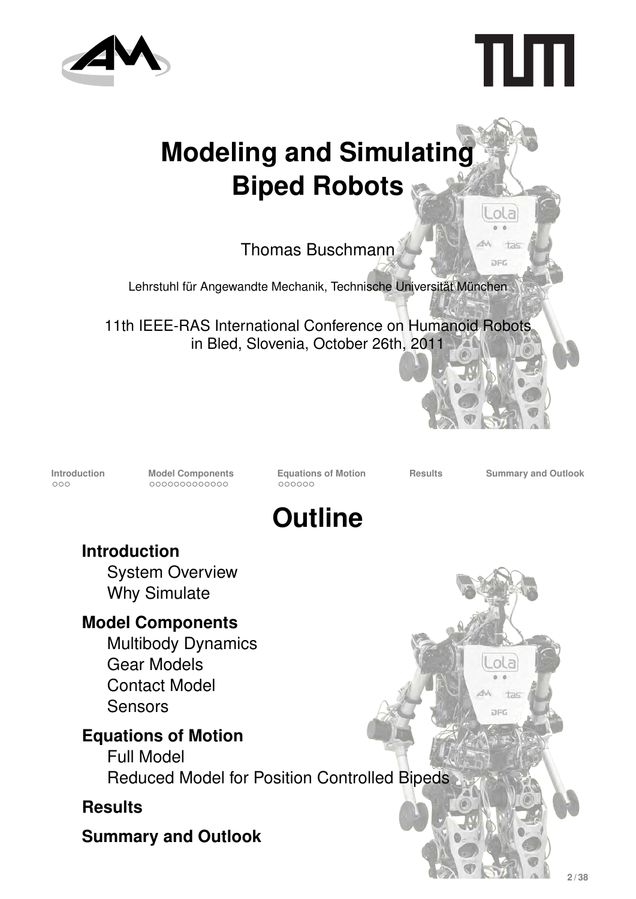# Modeling and Simulating Biped Robots

Thomas Buschmann

Lehrstuhl für Angewandte Mechanik, Technische Universität München

11th IEEE-RAS International Conference on Humanoid Robots in Bled, Slovenia, October 26th, 2011

# Outline

**Introduction**
- System Overview
- Why Simulate

**Model Components**
- Multibody Dynamics
- Gear Models
- Contact Model
- Sensors

**Equations of Motion**
- Full Model
- Reduced Model for Position Controlled Bipeds

**Results**

**Summary and Outlook**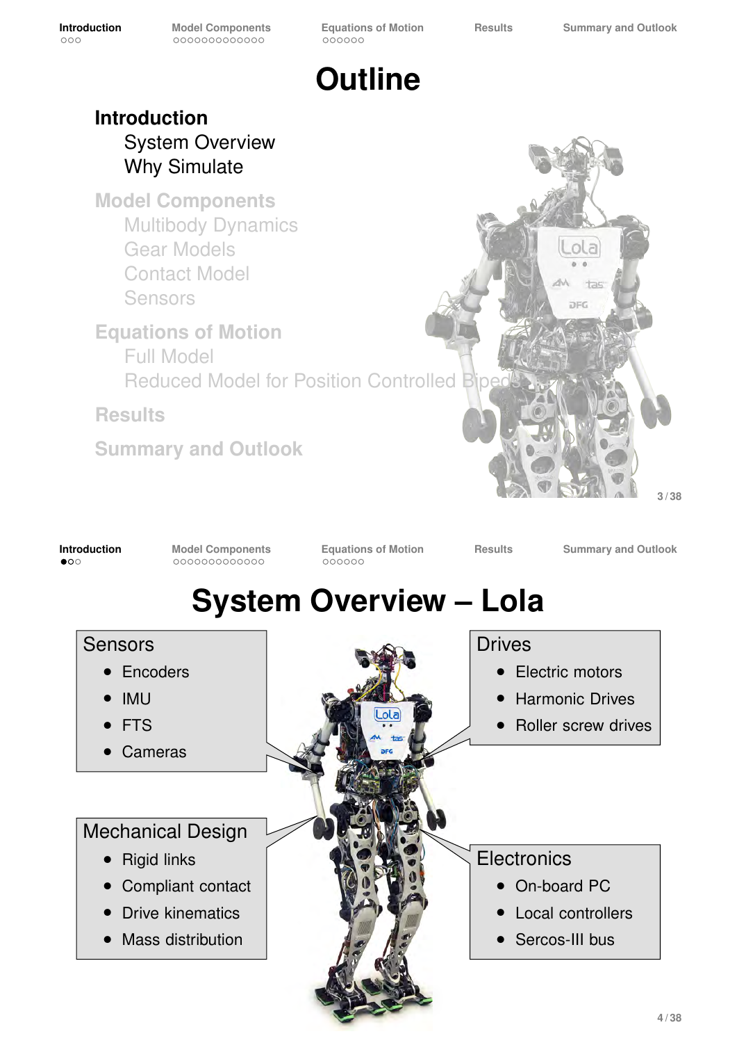# Outline

**Introduction**
- System Overview
- Why Simulate

**Model Components**
- Multibody Dynamics
- Gear Models
- Contact Model
- Sensors

**Equations of Motion**
- Full Model
- Reduced Model for Position Controlled Bipeds

**Results**

**Summary and Outlook**

# System Overview – Lola

**Sensors**
- Encoders
- IMU
- FTS
- Cameras

**Drives**
- Electric motors
- Harmonic Drives
- Roller screw drives

**Mechanical Design**
- Rigid links
- Compliant contact
- Drive kinematics
- Mass distribution

**Electronics**
- On-board PC
- Local controllers
- Sercos-III bus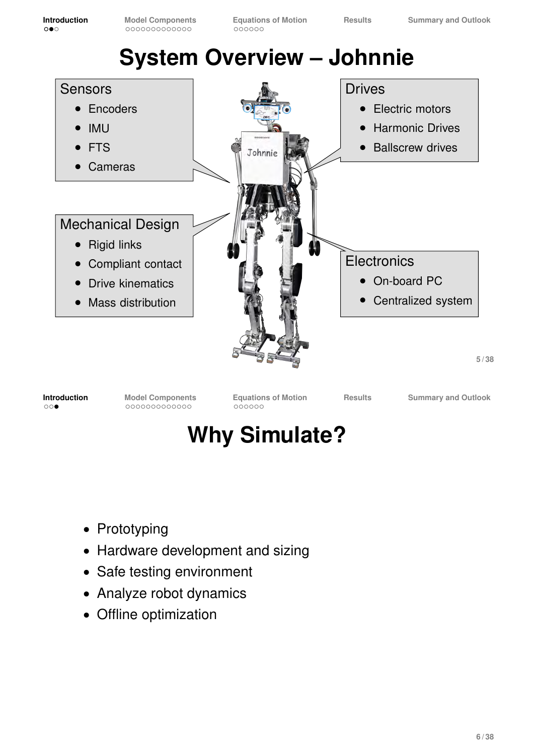# System Overview – Johnnie

**Sensors**

- Encoders
- IMU
- FTS
- Cameras

**Drives**

- Electric motors
- Harmonic Drives
- Ballscrew drives

**Mechanical Design**

- Rigid links
- Compliant contact
- Drive kinematics
- Mass distribution

**Electronics**

- On-board PC
- Centralized system

# Why Simulate?

- Prototyping
- Hardware development and sizing
- Safe testing environment
- Analyze robot dynamics
- Offline optimization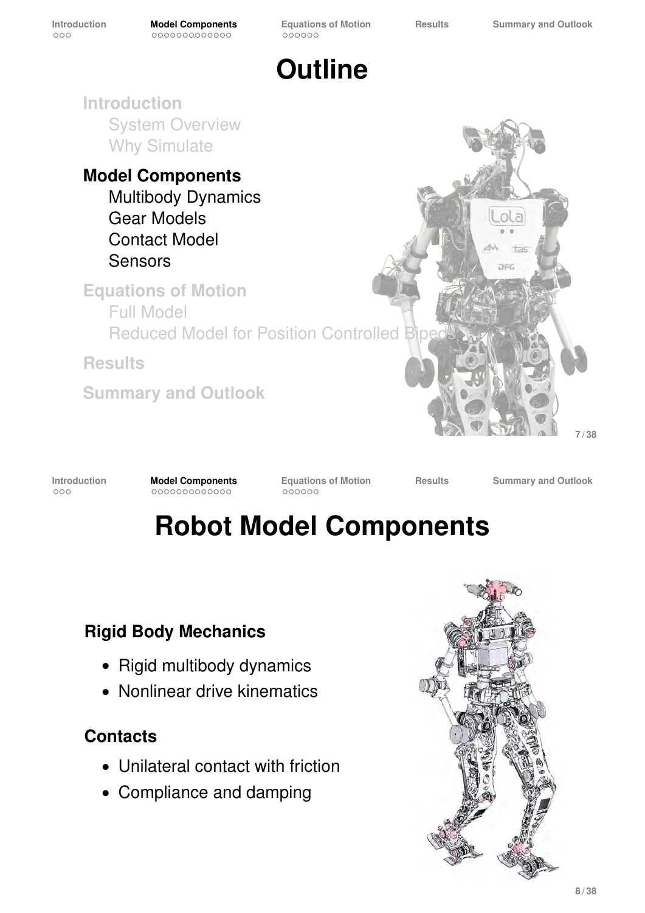# Outline

**Introduction**
- System Overview
- Why Simulate

**Model Components**
- Multibody Dynamics
- Gear Models
- Contact Model
- Sensors

**Equations of Motion**
- Full Model
- Reduced Model for Position Controlled Bipeds

**Results**

**Summary and Outlook**

# Robot Model Components

### Rigid Body Mechanics

- Rigid multibody dynamics
- Nonlinear drive kinematics

### Contacts

- Unilateral contact with friction
- Compliance and damping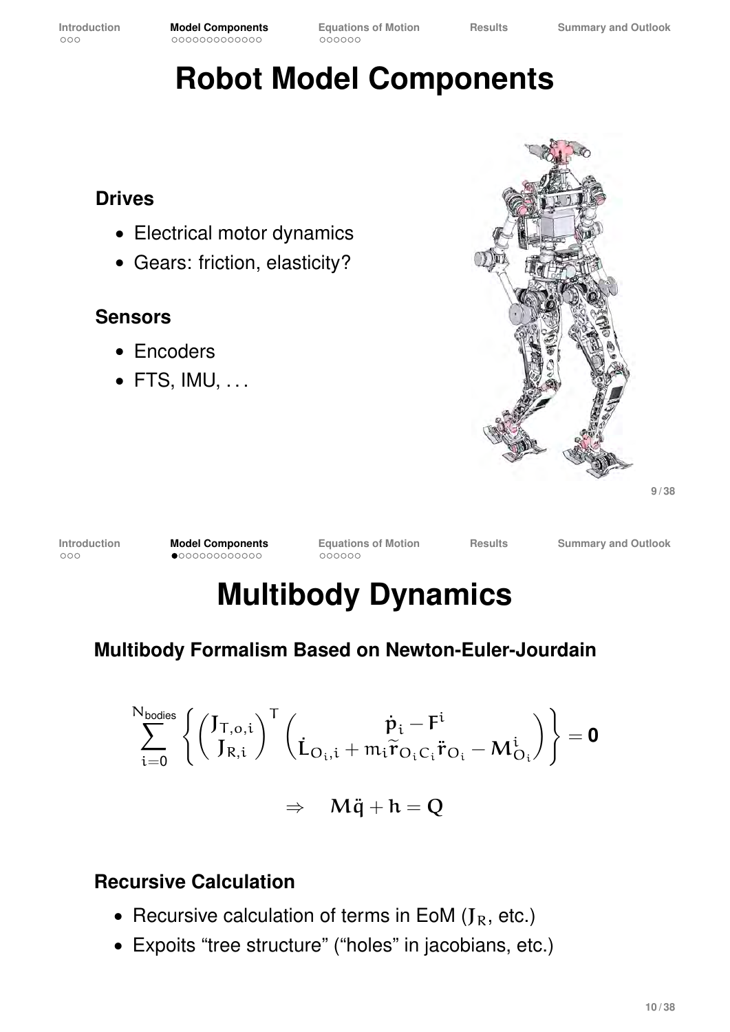# Robot Model Components

**Drives**

- Electrical motor dynamics
- Gears: friction, elasticity?

**Sensors**

- Encoders
- FTS, IMU, ...

# Multibody Dynamics

**Multibody Formalism Based on Newton-Euler-Jourdain**

$$\sum_{i=0}^{N_{\text{bodies}}} \left\{ \begin{pmatrix} J_{T,o,i} \\ J_{R,i} \end{pmatrix}^T \begin{pmatrix} \dot{p}_i - F^i \\ \dot{L}_{O_i,i} + m_i \widetilde{r}_{O_i C_i} \ddot{r}_{O_i} - M^i_{O_i} \end{pmatrix} \right\} = \mathbf{0}$$

$$\Rightarrow \quad M\ddot{q} + h = Q$$

**Recursive Calculation**

- Recursive calculation of terms in EoM ($J_R$, etc.)
- Expoits "tree structure" ("holes" in jacobians, etc.)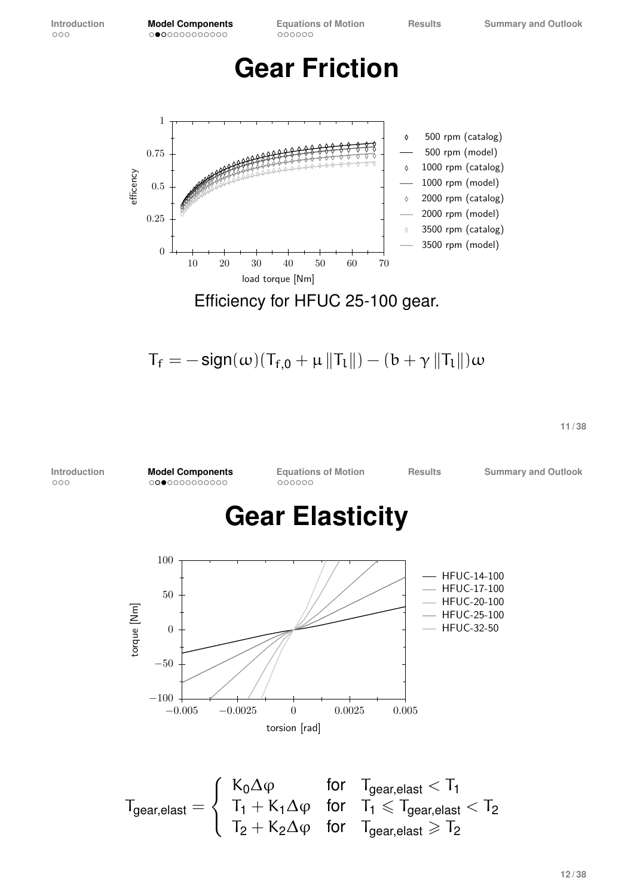# Gear Friction

Efficiency for HFUC 25-100 gear.

$$T_f = -\,\mathrm{sign}(\omega)(T_{f,0} + \mu \|T_l\|) - (b + \gamma \|T_l\|)\omega$$

# Gear Elasticity

$$T_{gear,elast} = \begin{cases} K_0 \Delta\varphi & \text{for} \quad T_{gear,elast} < T_1 \\ T_1 + K_1 \Delta\varphi & \text{for} \quad T_1 \leqslant T_{gear,elast} < T_2 \\ T_2 + K_2 \Delta\varphi & \text{for} \quad T_{gear,elast} \geqslant T_2 \end{cases}$$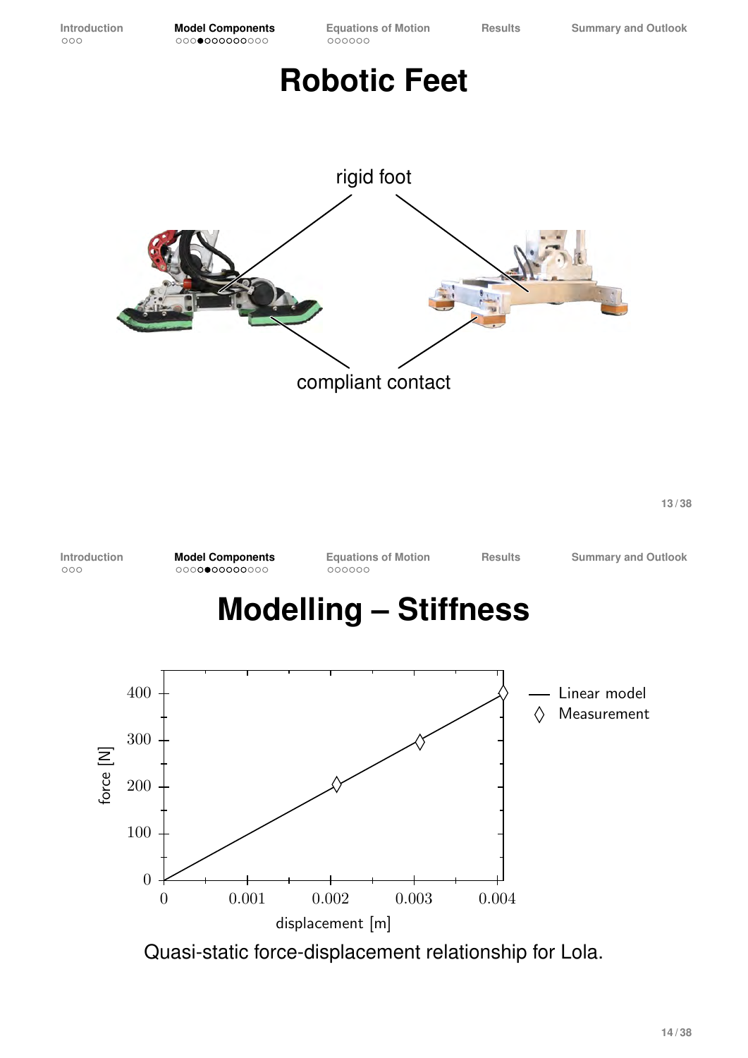# Robotic Feet

rigid foot

compliant contact

# Modelling – Stiffness

Quasi-static force-displacement relationship for Lola.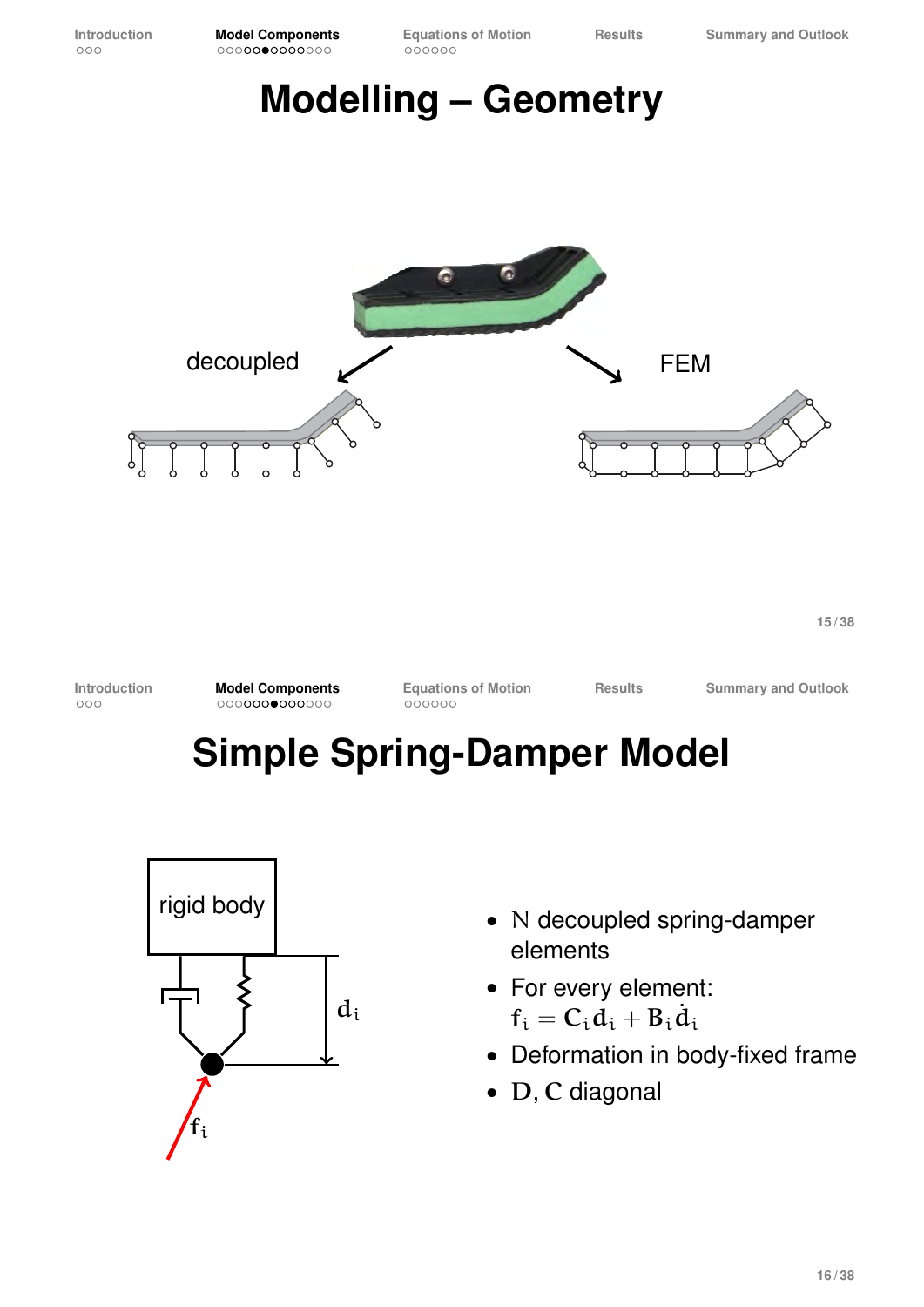# Modelling – Geometry

decoupled

FEM

# Simple Spring-Damper Model

rigid body

$d_i$

$f_i$

- $N$ decoupled spring-damper elements
- For every element: $f_i = C_i d_i + B_i \dot{d}_i$
- Deformation in body-fixed frame
- $D$, $C$ diagonal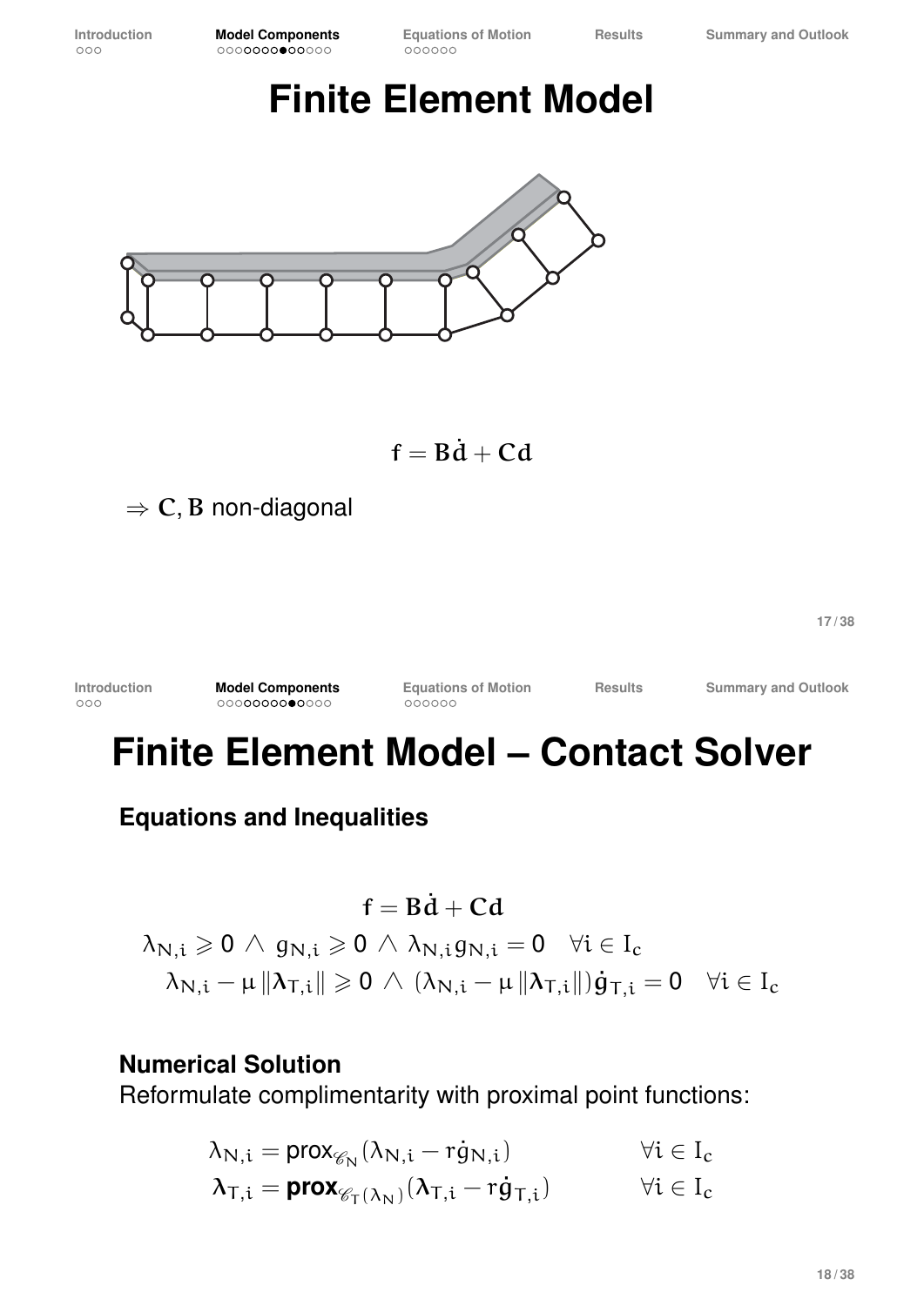# Finite Element Model

$$\mathbf{f} = \mathbf{B}\dot{\mathbf{d}} + \mathbf{C}\mathbf{d}$$

$\Rightarrow$ $\mathbf{C}, \mathbf{B}$ non-diagonal

# Finite Element Model – Contact Solver

### Equations and Inequalities

$$\mathbf{f} = \mathbf{B}\dot{\mathbf{d}} + \mathbf{C}\mathbf{d}$$

$$\lambda_{N,i} \geqslant 0 \ \wedge \ g_{N,i} \geqslant 0 \ \wedge \ \lambda_{N,i} g_{N,i} = 0 \quad \forall i \in I_c$$

$$\lambda_{N,i} - \mu \|\boldsymbol{\lambda}_{T,i}\| \geqslant 0 \ \wedge \ (\lambda_{N,i} - \mu \|\boldsymbol{\lambda}_{T,i}\|)\dot{\mathbf{g}}_{T,i} = 0 \quad \forall i \in I_c$$

### Numerical Solution

Reformulate complimentarity with proximal point functions:

$$\lambda_{N,i} = \text{prox}_{\mathscr{C}_N}(\lambda_{N,i} - r\dot{g}_{N,i}) \qquad \forall i \in I_c$$

$$\boldsymbol{\lambda}_{T,i} = \textbf{prox}_{\mathscr{C}_T(\lambda_N)}(\boldsymbol{\lambda}_{T,i} - r\dot{\mathbf{g}}_{T,i}) \qquad \forall i \in I_c$$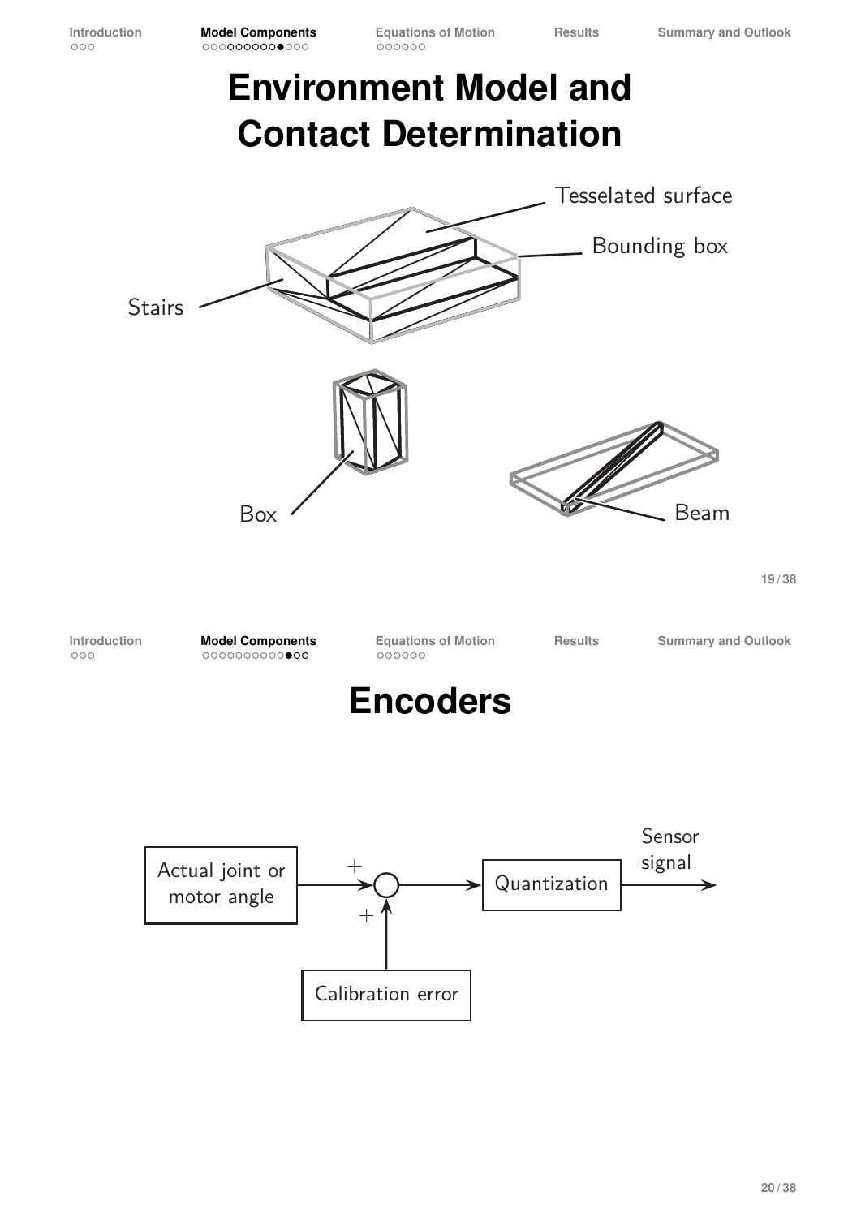# Environment Model and Contact Determination

Tesselated surface

Bounding box

Stairs

Box

Beam

# Encoders

Actual joint or motor angle

Calibration error

Quantization

Sensor signal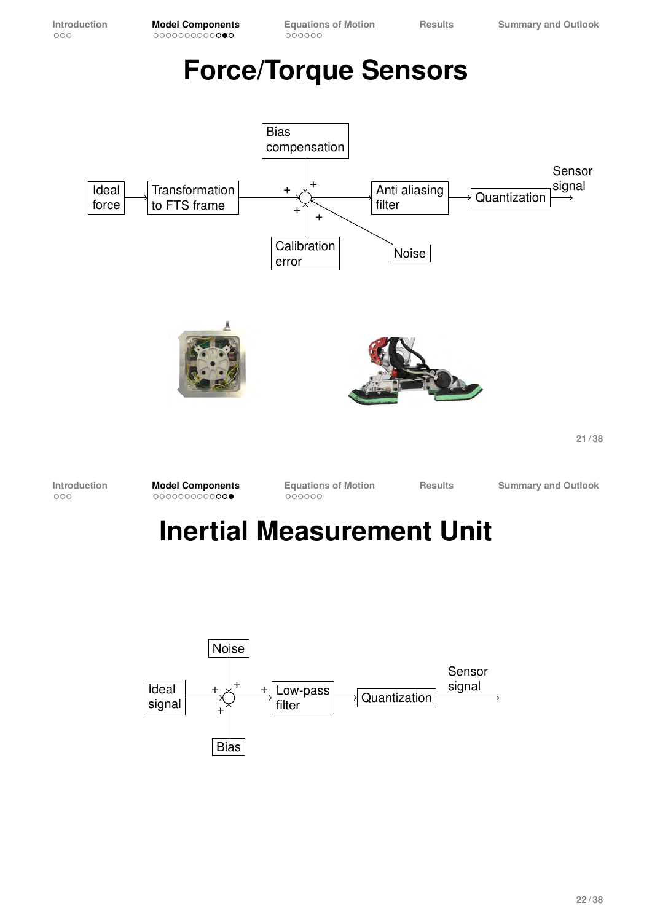# Force/Torque Sensors

Bias compensation

Ideal force → Transformation to FTS frame → + → Anti aliasing filter → Quantization → Sensor signal

Calibration error

Noise

# Inertial Measurement Unit

Noise

Ideal signal → + → Low-pass filter → Quantization → Sensor signal

Bias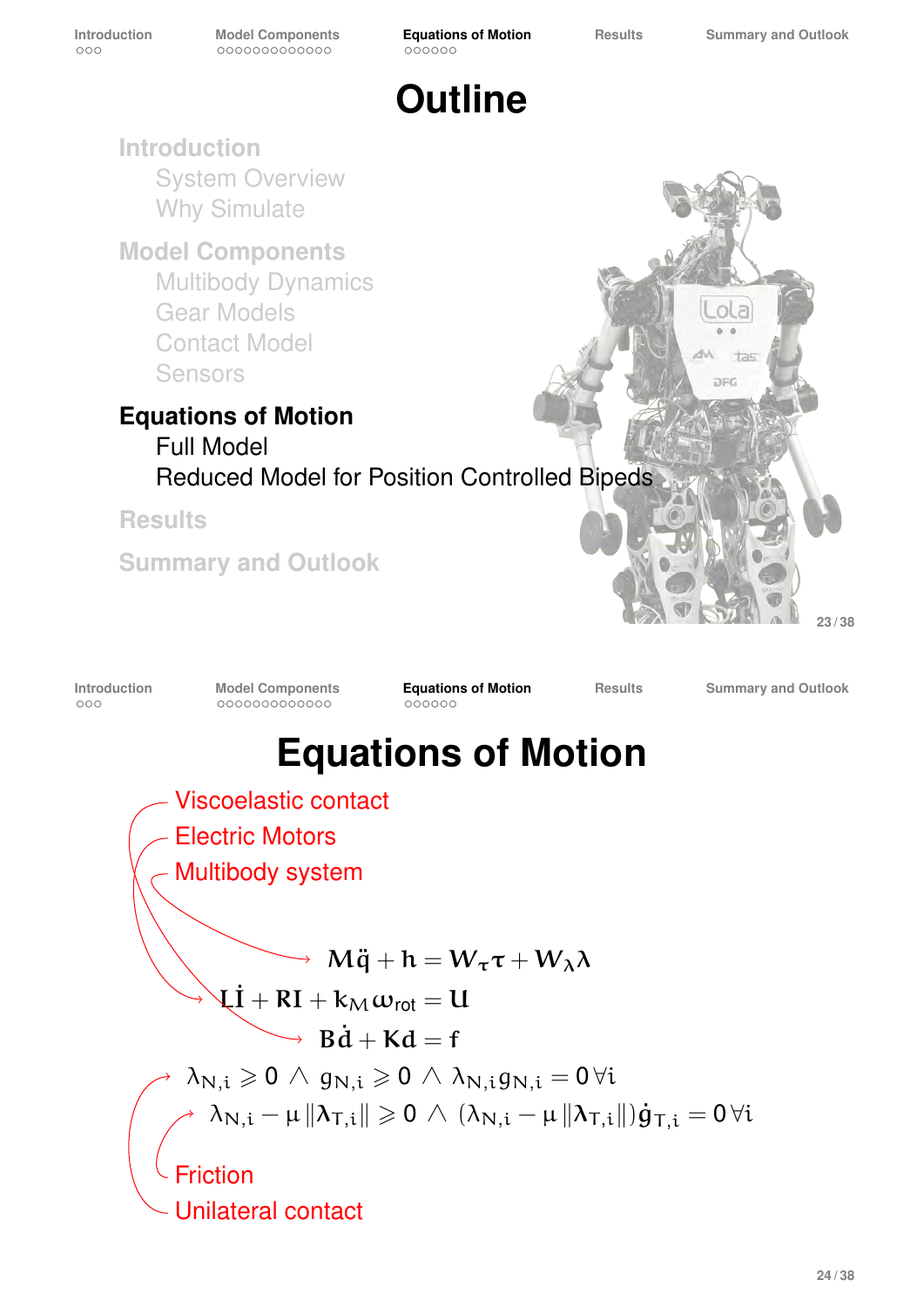# Outline

## Introduction

- System Overview
- Why Simulate

## Model Components

- Multibody Dynamics
- Gear Models
- Contact Model
- Sensors

## Equations of Motion

- Full Model
- Reduced Model for Position Controlled Bipeds

## Results

## Summary and Outlook

# Equations of Motion

- Viscoelastic contact
- Electric Motors
- Multibody system

$$\mathbf{M}\ddot{\mathbf{q}} + \mathbf{h} = \mathbf{W}_{\tau}\boldsymbol{\tau} + \mathbf{W}_{\lambda}\boldsymbol{\lambda}$$

$$\mathbf{L}\dot{\mathbf{I}} + \mathbf{R}\mathbf{I} + k_M \omega_{\text{rot}} = \mathbf{u}$$

$$\mathbf{B}\dot{\mathbf{d}} + \mathbf{K}\mathbf{d} = \mathbf{f}$$

$$\lambda_{N,i} \geqslant 0 \wedge g_{N,i} \geqslant 0 \wedge \lambda_{N,i} g_{N,i} = 0 \, \forall i$$

$$\lambda_{N,i} - \mu \|\boldsymbol{\lambda}_{T,i}\| \geqslant 0 \wedge (\lambda_{N,i} - \mu \|\boldsymbol{\lambda}_{T,i}\|)\dot{\mathbf{g}}_{T,i} = 0 \, \forall i$$

- Friction
- Unilateral contact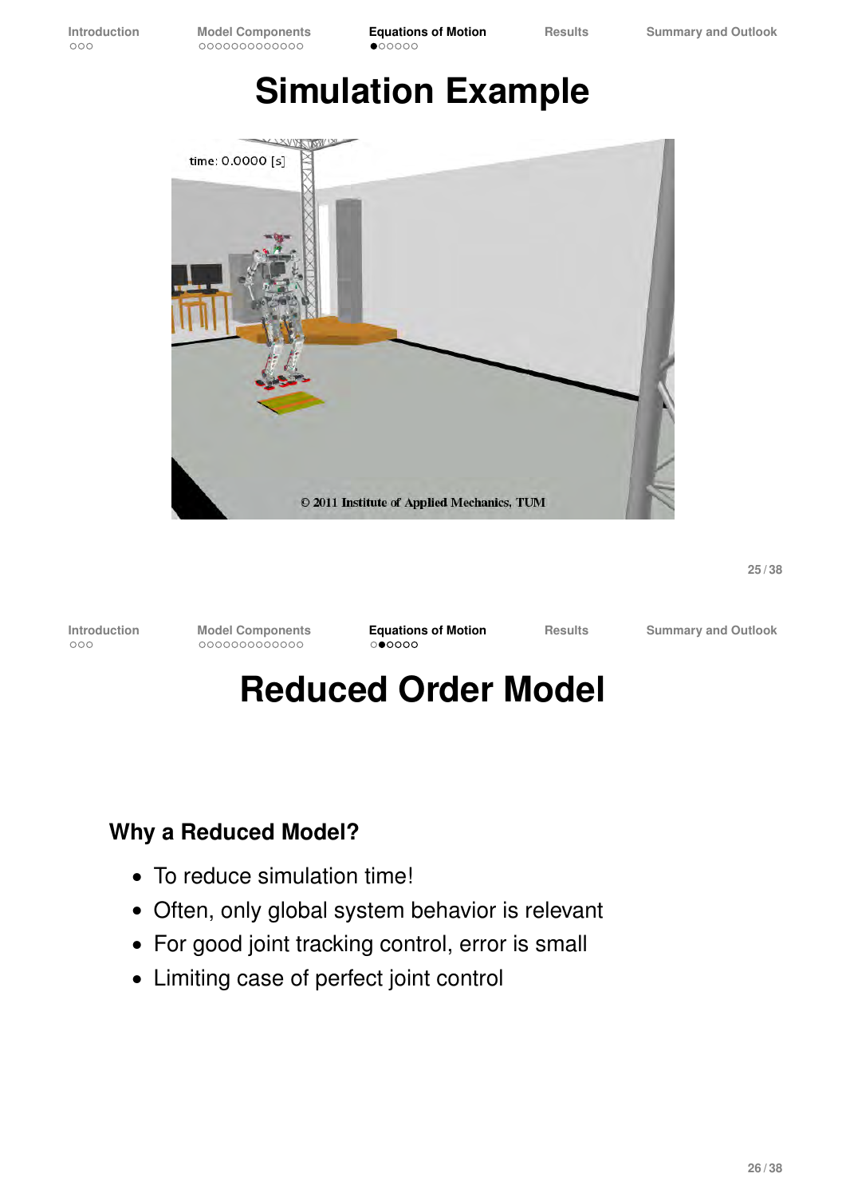# Simulation Example

# Reduced Order Model

### Why a Reduced Model?

- To reduce simulation time!
- Often, only global system behavior is relevant
- For good joint tracking control, error is small
- Limiting case of perfect joint control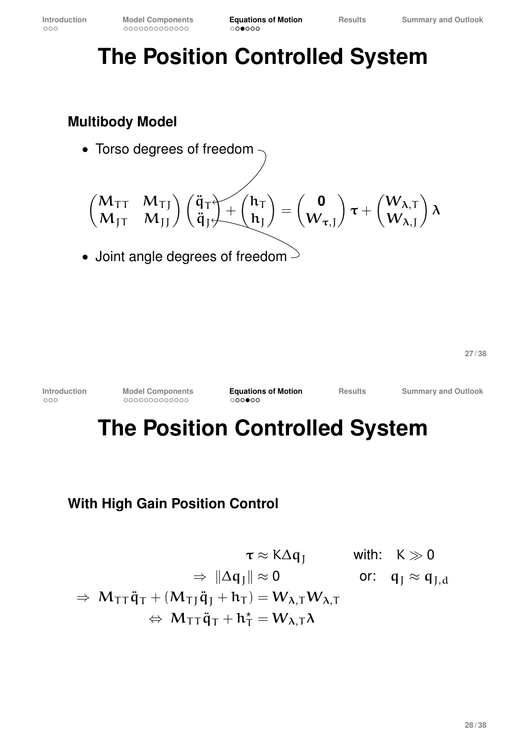# The Position Controlled System

### Multibody Model

- Torso degrees of freedom

$$\begin{pmatrix} M_{TT} & M_{TJ} \\ M_{JT} & M_{JJ} \end{pmatrix} \begin{pmatrix} \ddot{q}_T \\ \ddot{q}_J \end{pmatrix} + \begin{pmatrix} h_T \\ h_J \end{pmatrix} = \begin{pmatrix} \mathbf{0} \\ W_{\tau,J} \end{pmatrix} \tau + \begin{pmatrix} W_{\lambda,T} \\ W_{\lambda,J} \end{pmatrix} \lambda$$

- Joint angle degrees of freedom

# The Position Controlled System

### With High Gain Position Control

$$\tau \approx K \Delta q_J \qquad \text{with:} \quad K \gg 0$$

$$\Rightarrow \; \|\Delta q_J\| \approx 0 \qquad \text{or:} \quad q_J \approx q_{J,d}$$

$$\Rightarrow \; M_{TT} \ddot{q}_T + (M_{TJ} \ddot{q}_J + h_T) = W_{\lambda,T} W_{\lambda,T}$$

$$\Leftrightarrow \; M_{TT} \ddot{q}_T + h_T^{\star} = W_{\lambda,T} \lambda$$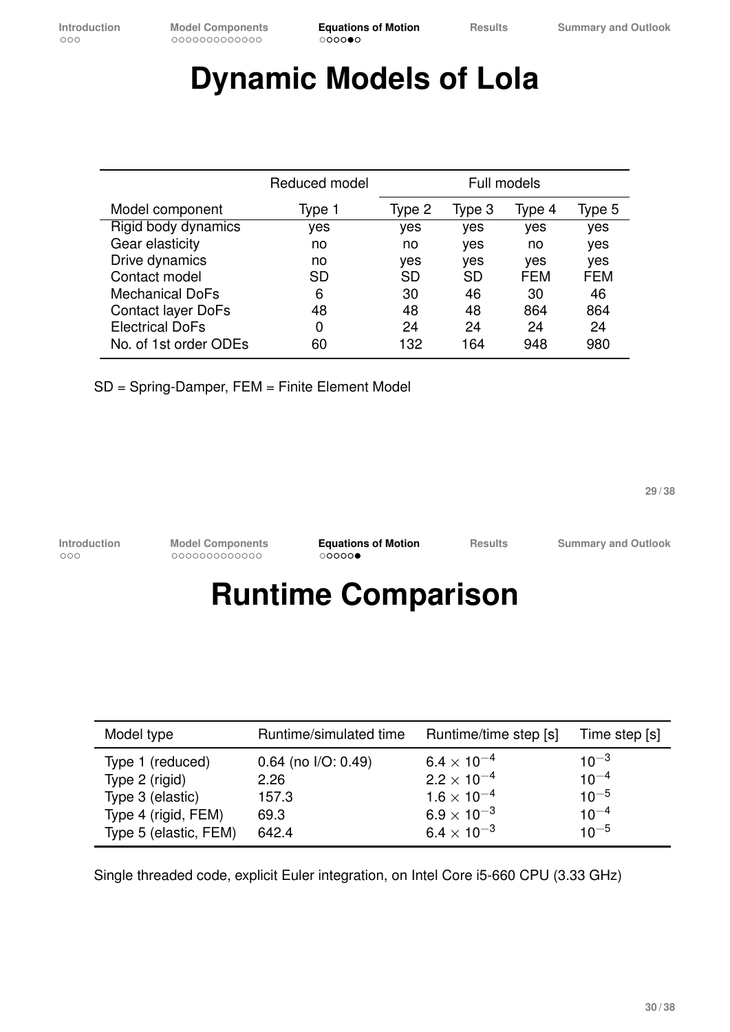# Dynamic Models of Lola

| | Reduced model | Full models | | | |
|---|---|---|---|---|---|
| Model component | Type 1 | Type 2 | Type 3 | Type 4 | Type 5 |
| Rigid body dynamics | yes | yes | yes | yes | yes |
| Gear elasticity | no | no | yes | no | yes |
| Drive dynamics | no | yes | yes | yes | yes |
| Contact model | SD | SD | SD | FEM | FEM |
| Mechanical DoFs | 6 | 30 | 46 | 30 | 46 |
| Contact layer DoFs | 48 | 48 | 48 | 864 | 864 |
| Electrical DoFs | 0 | 24 | 24 | 24 | 24 |
| No. of 1st order ODEs | 60 | 132 | 164 | 948 | 980 |

SD = Spring-Damper, FEM = Finite Element Model

# Runtime Comparison

| Model type | Runtime/simulated time | Runtime/time step [s] | Time step [s] |
|---|---|---|---|
| Type 1 (reduced) | 0.64 (no I/O: 0.49) | $6.4 \times 10^{-4}$ | $10^{-3}$ |
| Type 2 (rigid) | 2.26 | $2.2 \times 10^{-4}$ | $10^{-4}$ |
| Type 3 (elastic) | 157.3 | $1.6 \times 10^{-4}$ | $10^{-5}$ |
| Type 4 (rigid, FEM) | 69.3 | $6.9 \times 10^{-3}$ | $10^{-4}$ |
| Type 5 (elastic, FEM) | 642.4 | $6.4 \times 10^{-3}$ | $10^{-5}$ |

Single threaded code, explicit Euler integration, on Intel Core i5-660 CPU (3.33 GHz)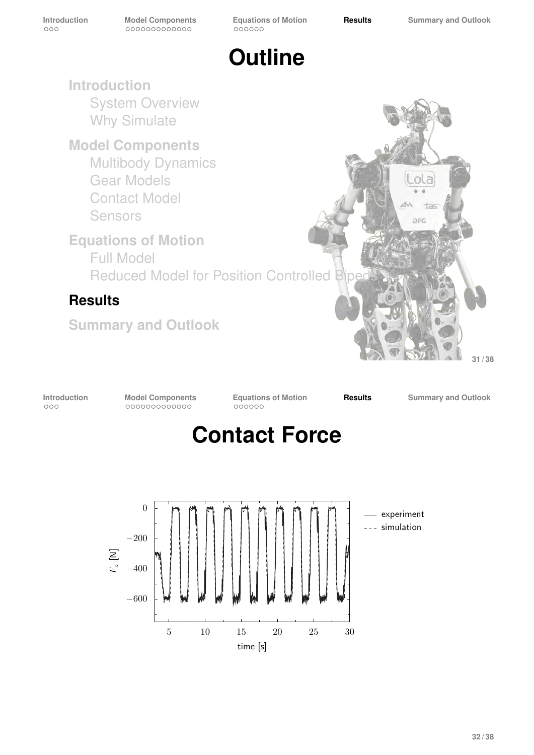# Outline

**Introduction**
- System Overview
- Why Simulate

**Model Components**
- Multibody Dynamics
- Gear Models
- Contact Model
- Sensors

**Equations of Motion**
- Full Model
- Reduced Model for Position Controlled Bipeds

**Results**

**Summary and Outlook**

# Contact Force

— experiment

--- simulation

$F_z$ [N]

time [s]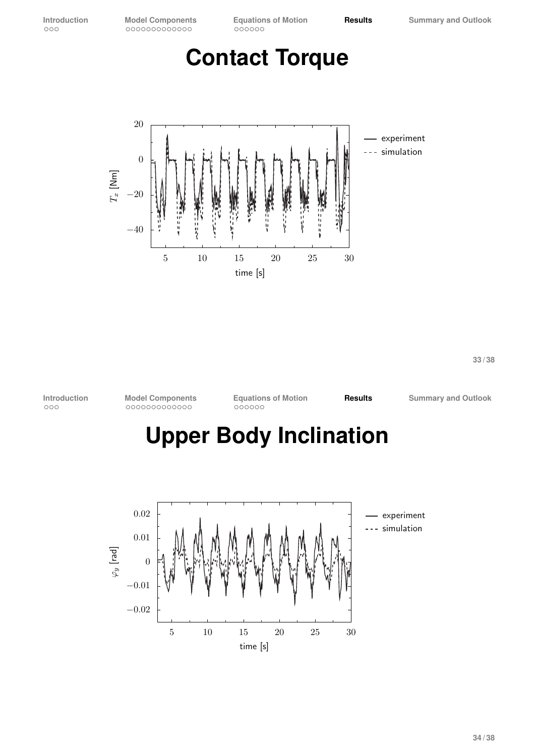# Contact Torque

# Upper Body Inclination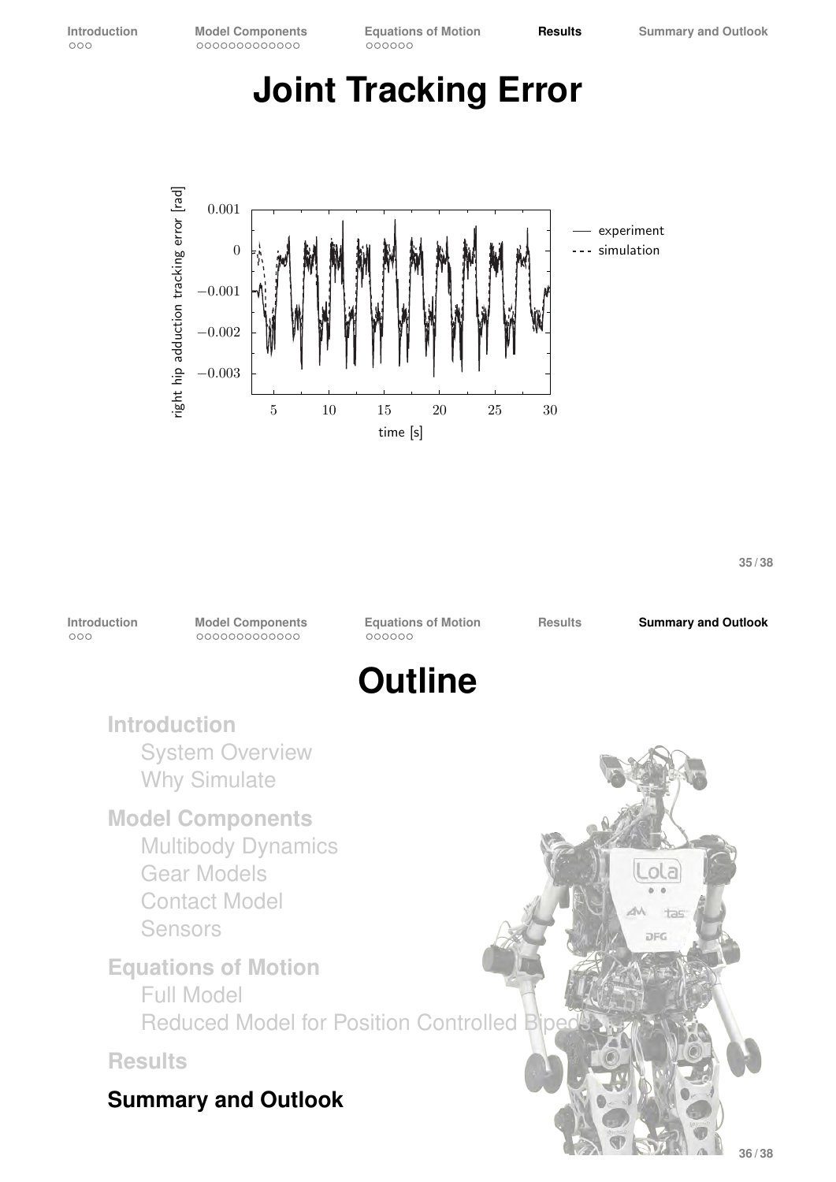# Joint Tracking Error

# Outline

**Introduction**

- System Overview
- Why Simulate

**Model Components**

- Multibody Dynamics
- Gear Models
- Contact Model
- Sensors

**Equations of Motion**

- Full Model
- Reduced Model for Position Controlled Bipeds

**Results**

**Summary and Outlook**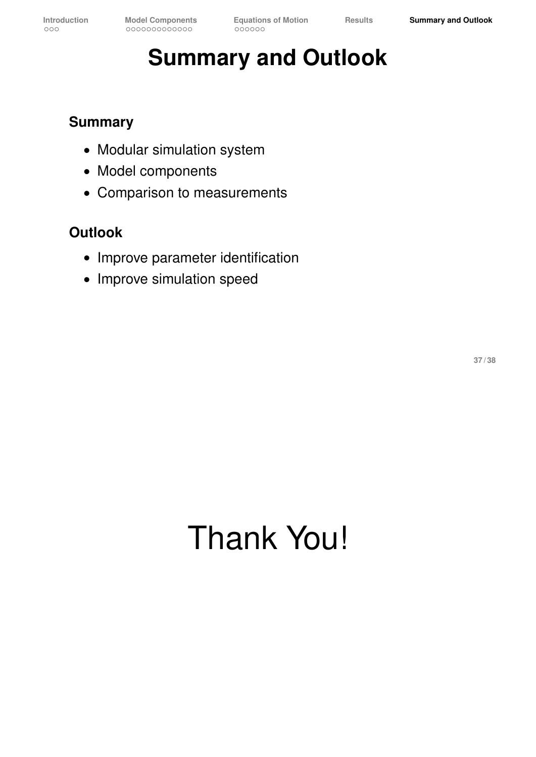# Summary and Outlook

### Summary

- Modular simulation system
- Model components
- Comparison to measurements

### Outlook

- Improve parameter identification
- Improve simulation speed

# Thank You!